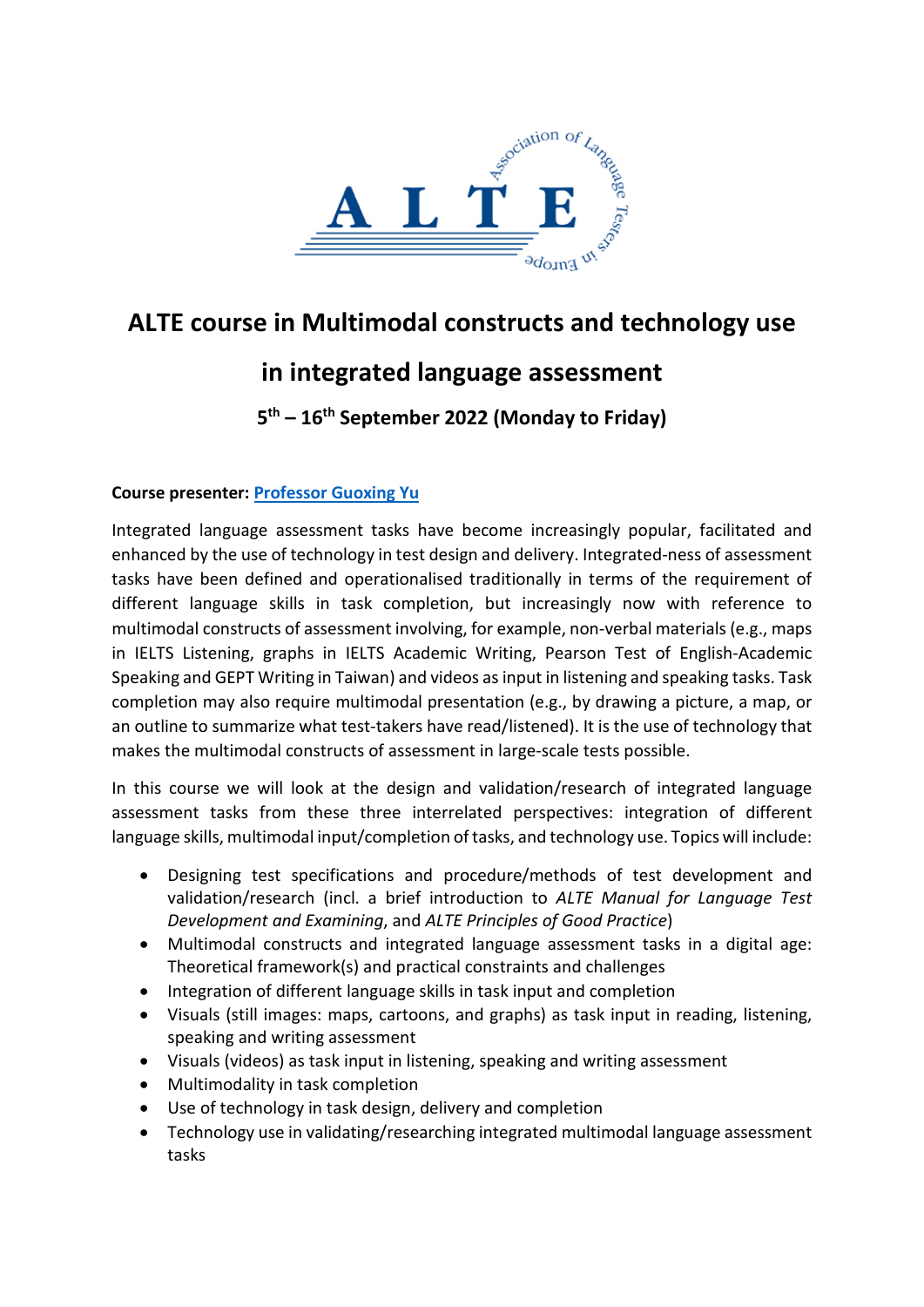# ALTE course in Multimodal constructs and technology use in integrated language assessment

**5th – 16th September 2022 (Monday to Friday)**

**Course presenter:** **Professor Guoxing Yu**

Integrated language assessment tasks have become increasingly popular, facilitated and enhanced by the use of technology in test design and delivery. Integrated-ness of assessment tasks have been defined and operationalised traditionally in terms of the requirement of different language skills in task completion, but increasingly now with reference to multimodal constructs of assessment involving, for example, non-verbal materials (e.g., maps in IELTS Listening, graphs in IELTS Academic Writing, Pearson Test of English-Academic Speaking and GEPT Writing in Taiwan) and videos as input in listening and speaking tasks. Task completion may also require multimodal presentation (e.g., by drawing a picture, a map, or an outline to summarize what test-takers have read/listened). It is the use of technology that makes the multimodal constructs of assessment in large-scale tests possible.

In this course we will look at the design and validation/research of integrated language assessment tasks from these three interrelated perspectives: integration of different language skills, multimodal input/completion of tasks, and technology use. Topics will include:

- Designing test specifications and procedure/methods of test development and validation/research (incl. a brief introduction to *ALTE Manual for Language Test Development and Examining*, and *ALTE Principles of Good Practice*)
- Multimodal constructs and integrated language assessment tasks in a digital age: Theoretical framework(s) and practical constraints and challenges
- Integration of different language skills in task input and completion
- Visuals (still images: maps, cartoons, and graphs) as task input in reading, listening, speaking and writing assessment
- Visuals (videos) as task input in listening, speaking and writing assessment
- Multimodality in task completion
- Use of technology in task design, delivery and completion
- Technology use in validating/researching integrated multimodal language assessment tasks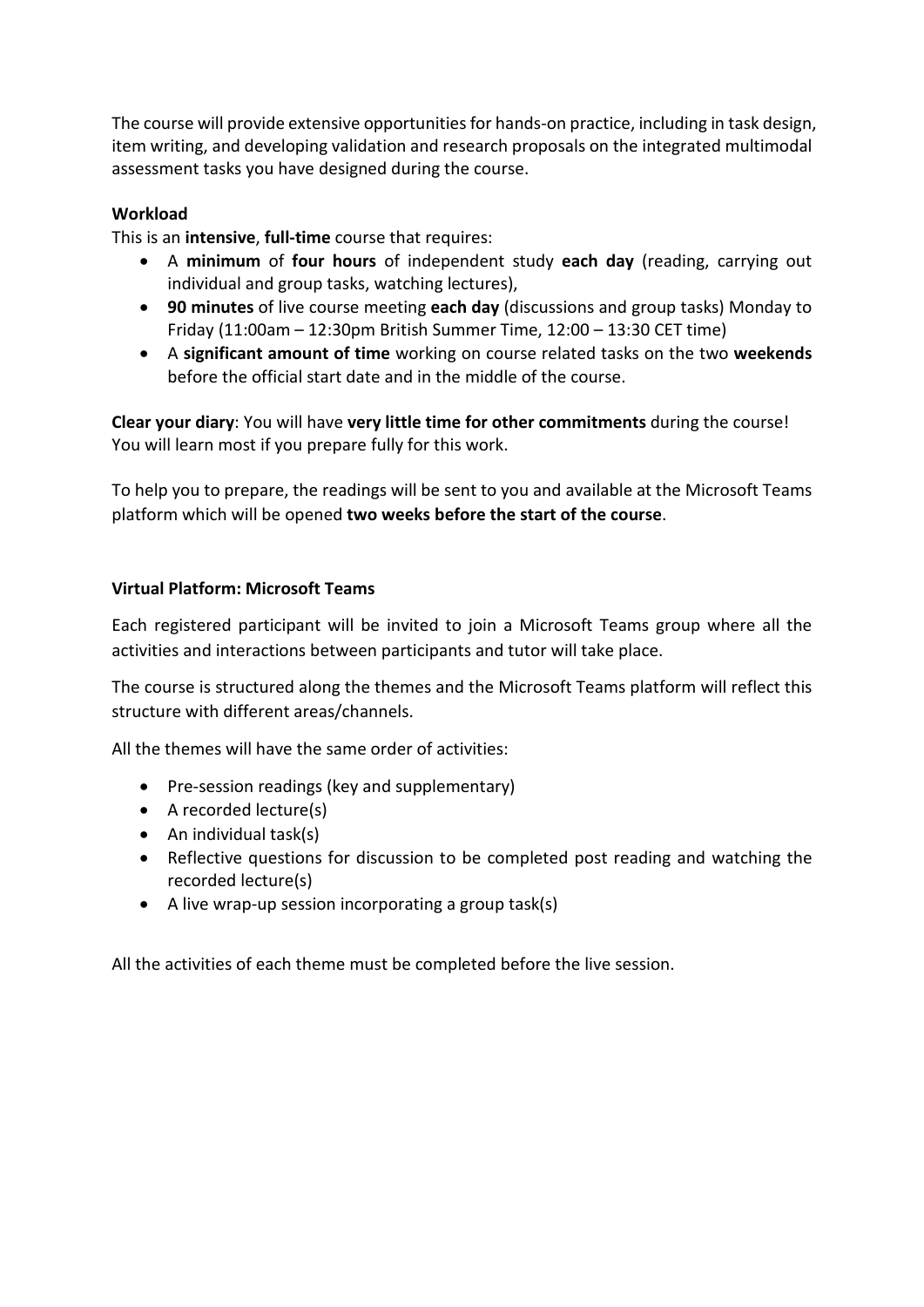The course will provide extensive opportunities for hands-on practice, including in task design, item writing, and developing validation and research proposals on the integrated multimodal assessment tasks you have designed during the course.

**Workload**

This is an **intensive**, **full-time** course that requires:

- A **minimum** of **four hours** of independent study **each day** (reading, carrying out individual and group tasks, watching lectures),
- **90 minutes** of live course meeting **each day** (discussions and group tasks) Monday to Friday (11:00am – 12:30pm British Summer Time, 12:00 – 13:30 CET time)
- A **significant amount of time** working on course related tasks on the two **weekends** before the official start date and in the middle of the course.

**Clear your diary**: You will have **very little time for other commitments** during the course! You will learn most if you prepare fully for this work.

To help you to prepare, the readings will be sent to you and available at the Microsoft Teams platform which will be opened **two weeks before the start of the course**.

**Virtual Platform: Microsoft Teams**

Each registered participant will be invited to join a Microsoft Teams group where all the activities and interactions between participants and tutor will take place.

The course is structured along the themes and the Microsoft Teams platform will reflect this structure with different areas/channels.

All the themes will have the same order of activities:

- Pre-session readings (key and supplementary)
- A recorded lecture(s)
- An individual task(s)
- Reflective questions for discussion to be completed post reading and watching the recorded lecture(s)
- A live wrap-up session incorporating a group task(s)

All the activities of each theme must be completed before the live session.